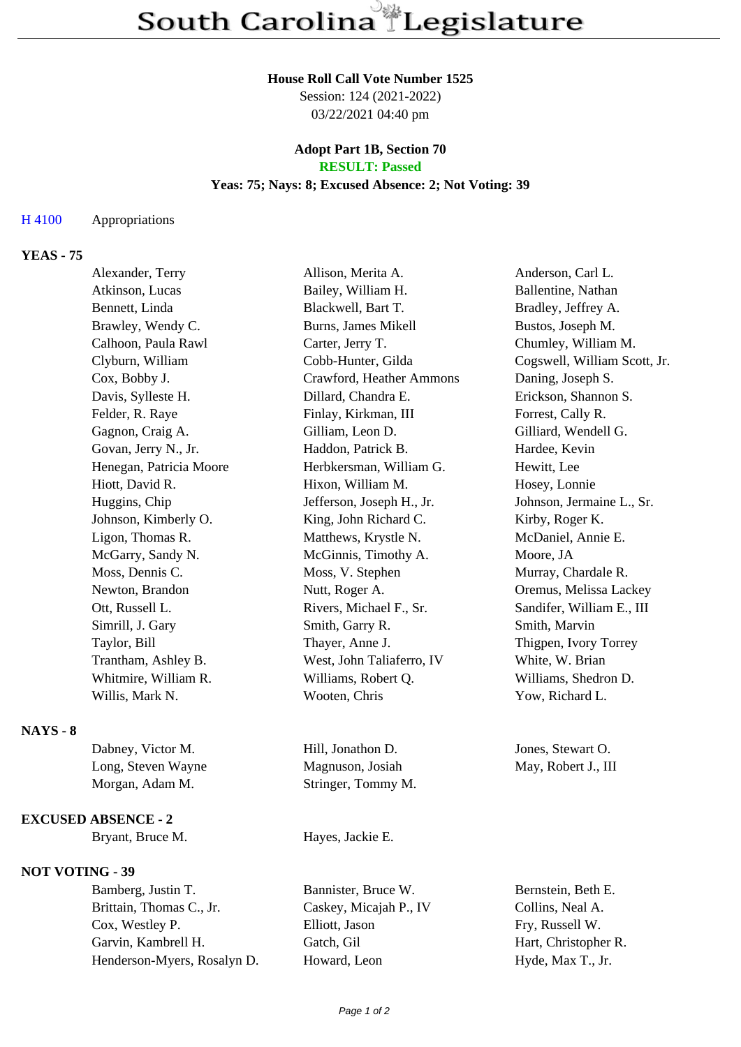# South Carolina Legislature

**House Roll Call Vote Number 1525**
Session: 124 (2021-2022)
03/22/2021 04:40 pm

**Adopt Part 1B, Section 70**
**RESULT: Passed**
**Yeas: 75; Nays: 8; Excused Absence: 2; Not Voting: 39**

H 4100 Appropriations

**YEAS - 75**

| | | |
|---|---|---|
| Alexander, Terry | Allison, Merita A. | Anderson, Carl L. |
| Atkinson, Lucas | Bailey, William H. | Ballentine, Nathan |
| Bennett, Linda | Blackwell, Bart T. | Bradley, Jeffrey A. |
| Brawley, Wendy C. | Burns, James Mikell | Bustos, Joseph M. |
| Calhoon, Paula Rawl | Carter, Jerry T. | Chumley, William M. |
| Clyburn, William | Cobb-Hunter, Gilda | Cogswell, William Scott, Jr. |
| Cox, Bobby J. | Crawford, Heather Ammons | Daning, Joseph S. |
| Davis, Sylleste H. | Dillard, Chandra E. | Erickson, Shannon S. |
| Felder, R. Raye | Finlay, Kirkman, III | Forrest, Cally R. |
| Gagnon, Craig A. | Gilliam, Leon D. | Gilliard, Wendell G. |
| Govan, Jerry N., Jr. | Haddon, Patrick B. | Hardee, Kevin |
| Henegan, Patricia Moore | Herbkersman, William G. | Hewitt, Lee |
| Hiott, David R. | Hixon, William M. | Hosey, Lonnie |
| Huggins, Chip | Jefferson, Joseph H., Jr. | Johnson, Jermaine L., Sr. |
| Johnson, Kimberly O. | King, John Richard C. | Kirby, Roger K. |
| Ligon, Thomas R. | Matthews, Krystle N. | McDaniel, Annie E. |
| McGarry, Sandy N. | McGinnis, Timothy A. | Moore, JA |
| Moss, Dennis C. | Moss, V. Stephen | Murray, Chardale R. |
| Newton, Brandon | Nutt, Roger A. | Oremus, Melissa Lackey |
| Ott, Russell L. | Rivers, Michael F., Sr. | Sandifer, William E., III |
| Simrill, J. Gary | Smith, Garry R. | Smith, Marvin |
| Taylor, Bill | Thayer, Anne J. | Thigpen, Ivory Torrey |
| Trantham, Ashley B. | West, John Taliaferro, IV | White, W. Brian |
| Whitmire, William R. | Williams, Robert Q. | Williams, Shedron D. |
| Willis, Mark N. | Wooten, Chris | Yow, Richard L. |

**NAYS - 8**

| | | |
|---|---|---|
| Dabney, Victor M. | Hill, Jonathon D. | Jones, Stewart O. |
| Long, Steven Wayne | Magnuson, Josiah | May, Robert J., III |
| Morgan, Adam M. | Stringer, Tommy M. | |

**EXCUSED ABSENCE - 2**

| | |
|---|---|
| Bryant, Bruce M. | Hayes, Jackie E. |

**NOT VOTING - 39**

| | | |
|---|---|---|
| Bamberg, Justin T. | Bannister, Bruce W. | Bernstein, Beth E. |
| Brittain, Thomas C., Jr. | Caskey, Micajah P., IV | Collins, Neal A. |
| Cox, Westley P. | Elliott, Jason | Fry, Russell W. |
| Garvin, Kambrell H. | Gatch, Gil | Hart, Christopher R. |
| Henderson-Myers, Rosalyn D. | Howard, Leon | Hyde, Max T., Jr. |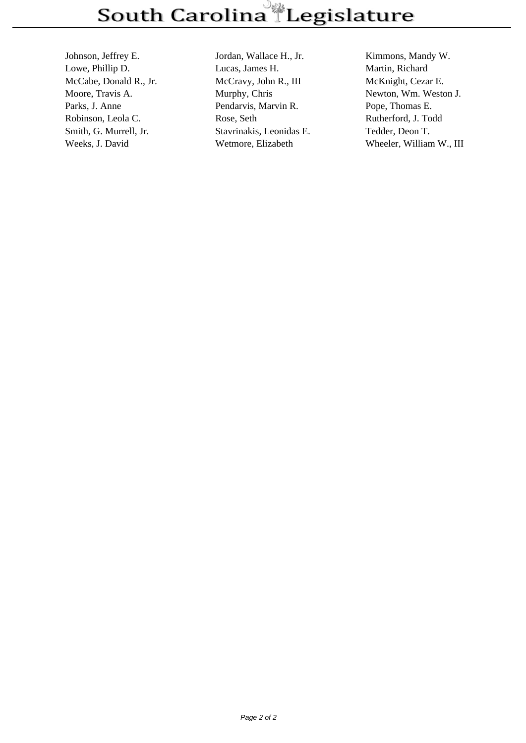Johnson, Jeffrey E.
Jordan, Wallace H., Jr.
Kimmons, Mandy W.
Lowe, Phillip D.
Lucas, James H.
Martin, Richard
McCabe, Donald R., Jr.
McCravy, John R., III
McKnight, Cezar E.
Moore, Travis A.
Murphy, Chris
Newton, Wm. Weston J.
Parks, J. Anne
Pendarvis, Marvin R.
Pope, Thomas E.
Robinson, Leola C.
Rose, Seth
Rutherford, J. Todd
Smith, G. Murrell, Jr.
Stavrinakis, Leonidas E.
Tedder, Deon T.
Weeks, J. David
Wetmore, Elizabeth
Wheeler, William W., III